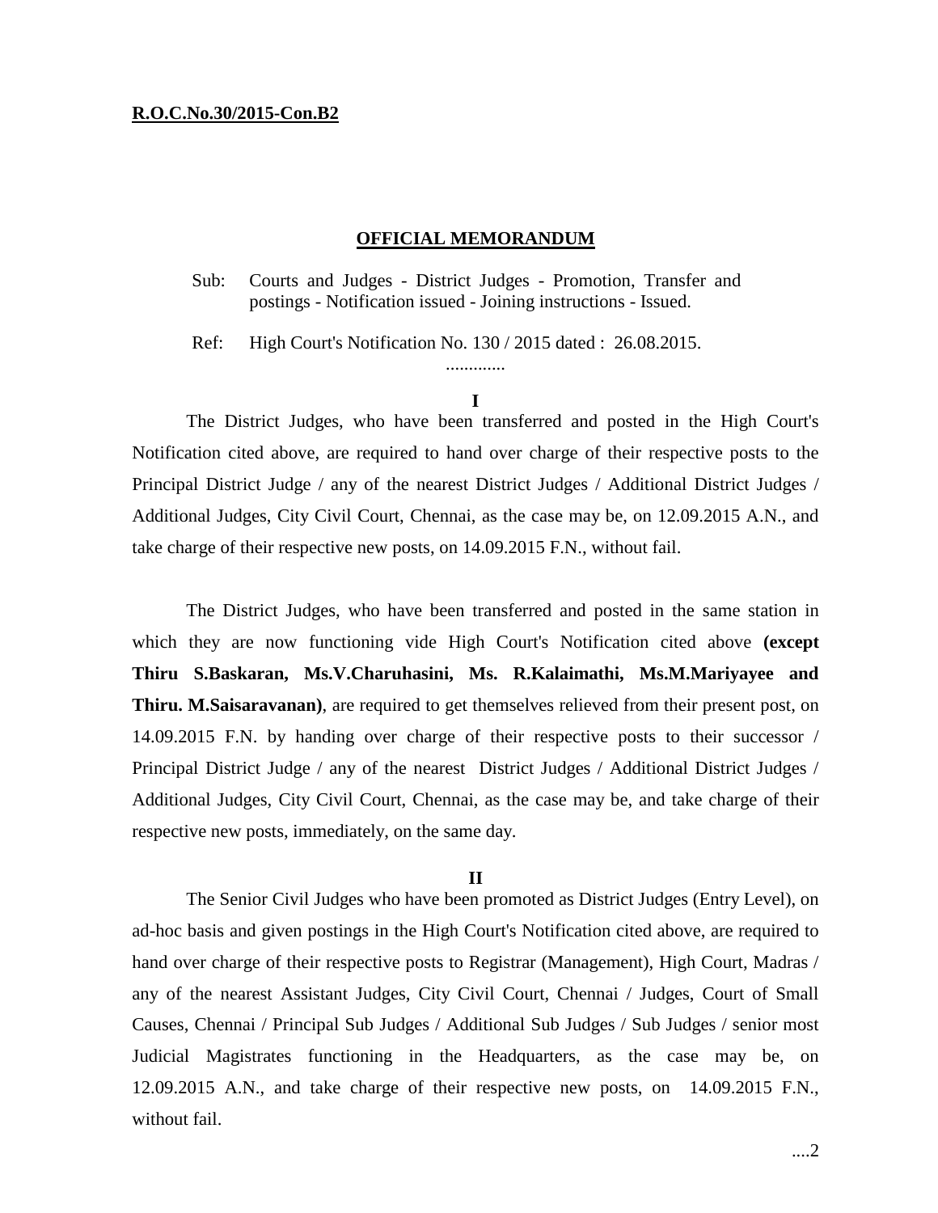**R.O.C.No.30/2015-Con.B2**

## OFFICIAL MEMORANDUM

Sub: Courts and Judges - District Judges - Promotion, Transfer and postings - Notification issued - Joining instructions - Issued.

Ref: High Court's Notification No. 130 / 2015 dated : 26.08.2015.

.............

**I**

The District Judges, who have been transferred and posted in the High Court's Notification cited above, are required to hand over charge of their respective posts to the Principal District Judge / any of the nearest District Judges / Additional District Judges / Additional Judges, City Civil Court, Chennai, as the case may be, on 12.09.2015 A.N., and take charge of their respective new posts, on 14.09.2015 F.N., without fail.

The District Judges, who have been transferred and posted in the same station in which they are now functioning vide High Court's Notification cited above **(except Thiru S.Baskaran, Ms.V.Charuhasini, Ms. R.Kalaimathi, Ms.M.Mariyayee and Thiru. M.Saisaravanan)**, are required to get themselves relieved from their present post, on 14.09.2015 F.N. by handing over charge of their respective posts to their successor / Principal District Judge / any of the nearest District Judges / Additional District Judges / Additional Judges, City Civil Court, Chennai, as the case may be, and take charge of their respective new posts, immediately, on the same day.

**II**

The Senior Civil Judges who have been promoted as District Judges (Entry Level), on ad-hoc basis and given postings in the High Court's Notification cited above, are required to hand over charge of their respective posts to Registrar (Management), High Court, Madras / any of the nearest Assistant Judges, City Civil Court, Chennai / Judges, Court of Small Causes, Chennai / Principal Sub Judges / Additional Sub Judges / Sub Judges / senior most Judicial Magistrates functioning in the Headquarters, as the case may be, on 12.09.2015 A.N., and take charge of their respective new posts, on 14.09.2015 F.N., without fail.

....2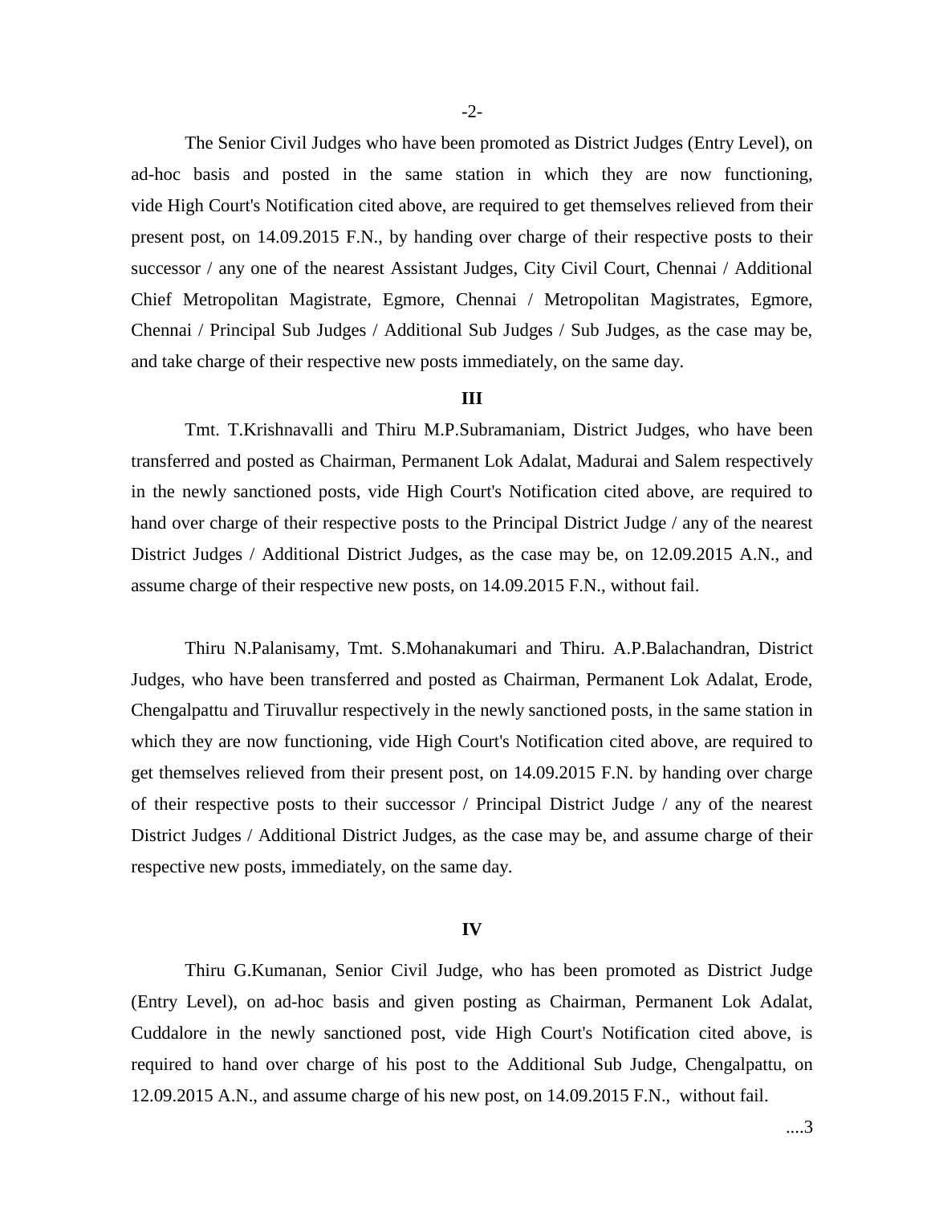The Senior Civil Judges who have been promoted as District Judges (Entry Level), on ad-hoc basis and posted in the same station in which they are now functioning, vide High Court's Notification cited above, are required to get themselves relieved from their present post, on 14.09.2015 F.N., by handing over charge of their respective posts to their successor / any one of the nearest Assistant Judges, City Civil Court, Chennai / Additional Chief Metropolitan Magistrate, Egmore, Chennai / Metropolitan Magistrates, Egmore, Chennai / Principal Sub Judges / Additional Sub Judges / Sub Judges, as the case may be, and take charge of their respective new posts immediately, on the same day.

**III**

Tmt. T.Krishnavalli and Thiru M.P.Subramaniam, District Judges, who have been transferred and posted as Chairman, Permanent Lok Adalat, Madurai and Salem respectively in the newly sanctioned posts, vide High Court's Notification cited above, are required to hand over charge of their respective posts to the Principal District Judge / any of the nearest District Judges / Additional District Judges, as the case may be, on 12.09.2015 A.N., and assume charge of their respective new posts, on 14.09.2015 F.N., without fail.

Thiru N.Palanisamy, Tmt. S.Mohanakumari and Thiru. A.P.Balachandran, District Judges, who have been transferred and posted as Chairman, Permanent Lok Adalat, Erode, Chengalpattu and Tiruvallur respectively in the newly sanctioned posts, in the same station in which they are now functioning, vide High Court's Notification cited above, are required to get themselves relieved from their present post, on 14.09.2015 F.N. by handing over charge of their respective posts to their successor / Principal District Judge / any of the nearest District Judges / Additional District Judges, as the case may be, and assume charge of their respective new posts, immediately, on the same day.

**IV**

Thiru G.Kumanan, Senior Civil Judge, who has been promoted as District Judge (Entry Level), on ad-hoc basis and given posting as Chairman, Permanent Lok Adalat, Cuddalore in the newly sanctioned post, vide High Court's Notification cited above, is required to hand over charge of his post to the Additional Sub Judge, Chengalpattu, on 12.09.2015 A.N., and assume charge of his new post, on 14.09.2015 F.N., without fail.

....3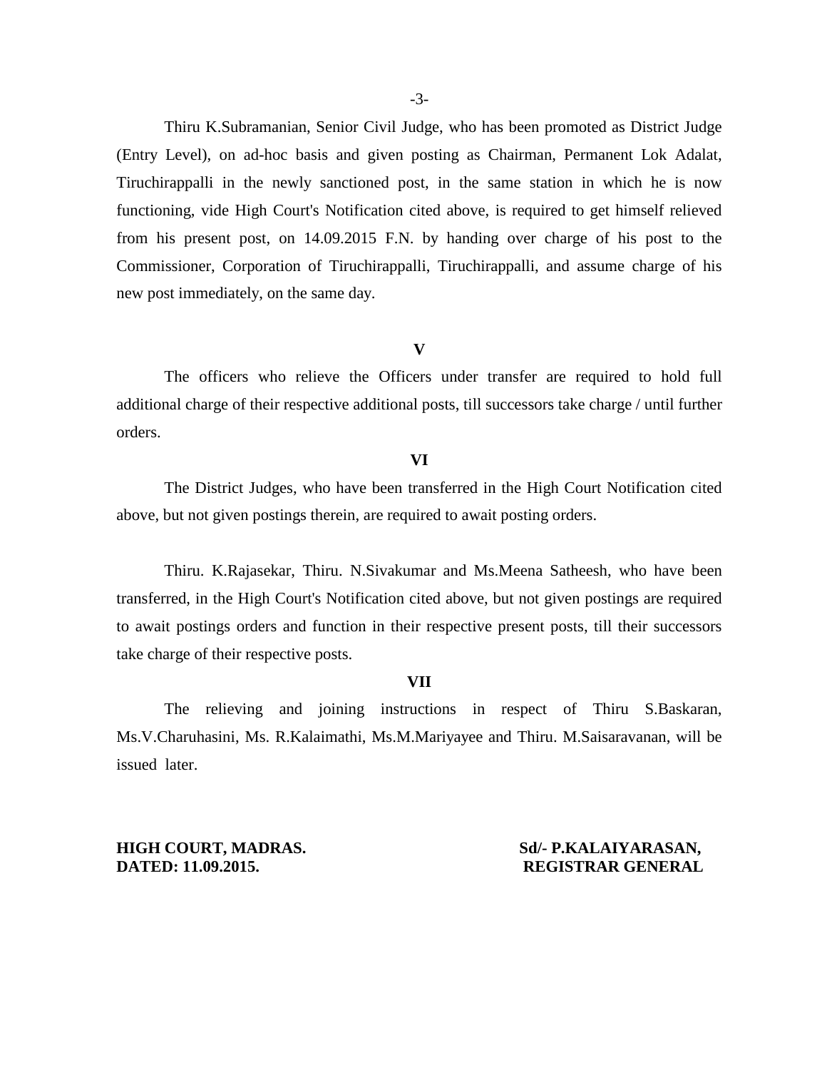Thiru K.Subramanian, Senior Civil Judge, who has been promoted as District Judge (Entry Level), on ad-hoc basis and given posting as Chairman, Permanent Lok Adalat, Tiruchirappalli in the newly sanctioned post, in the same station in which he is now functioning, vide High Court's Notification cited above, is required to get himself relieved from his present post, on 14.09.2015 F.N. by handing over charge of his post to the Commissioner, Corporation of Tiruchirappalli, Tiruchirappalli, and assume charge of his new post immediately, on the same day.

**V**

The officers who relieve the Officers under transfer are required to hold full additional charge of their respective additional posts, till successors take charge / until further orders.

**VI**

The District Judges, who have been transferred in the High Court Notification cited above, but not given postings therein, are required to await posting orders.

Thiru. K.Rajasekar, Thiru. N.Sivakumar and Ms.Meena Satheesh, who have been transferred, in the High Court's Notification cited above, but not given postings are required to await postings orders and function in their respective present posts, till their successors take charge of their respective posts.

**VII**

The relieving and joining instructions in respect of Thiru S.Baskaran, Ms.V.Charuhasini, Ms. R.Kalaimathi, Ms.M.Mariyayee and Thiru. M.Saisaravanan, will be issued later.

**HIGH COURT, MADRAS.** **Sd/- P.KALAIYARASAN,**
**DATED: 11.09.2015.** **REGISTRAR GENERAL**